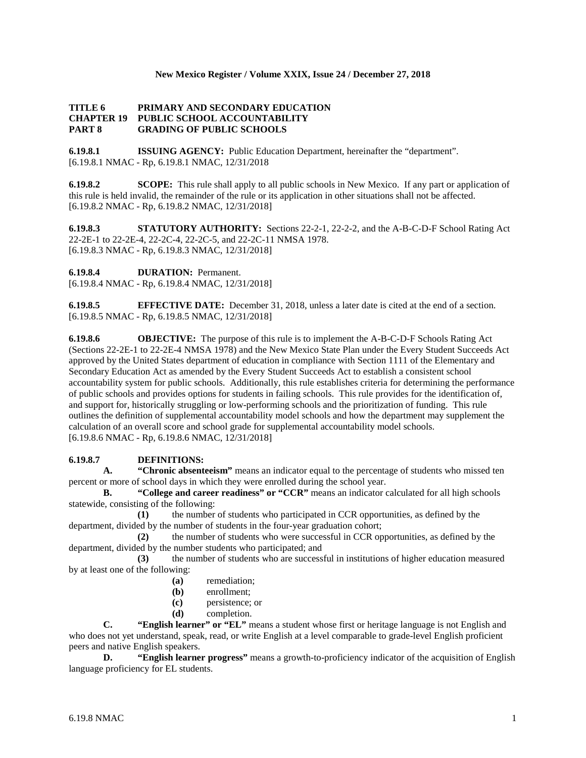**TITLE 6 PRIMARY AND SECONDARY EDUCATION**
**CHAPTER 19 PUBLIC SCHOOL ACCOUNTABILITY**
**PART 8 GRADING OF PUBLIC SCHOOLS**

**6.19.8.1 ISSUING AGENCY:** Public Education Department, hereinafter the "department".
[6.19.8.1 NMAC - Rp, 6.19.8.1 NMAC, 12/31/2018]

**6.19.8.2 SCOPE:** This rule shall apply to all public schools in New Mexico. If any part or application of this rule is held invalid, the remainder of the rule or its application in other situations shall not be affected.
[6.19.8.2 NMAC - Rp, 6.19.8.2 NMAC, 12/31/2018]

**6.19.8.3 STATUTORY AUTHORITY:** Sections 22-2-1, 22-2-2, and the A-B-C-D-F School Rating Act 22-2E-1 to 22-2E-4, 22-2C-4, 22-2C-5, and 22-2C-11 NMSA 1978.
[6.19.8.3 NMAC - Rp, 6.19.8.3 NMAC, 12/31/2018]

**6.19.8.4 DURATION:** Permanent.
[6.19.8.4 NMAC - Rp, 6.19.8.4 NMAC, 12/31/2018]

**6.19.8.5 EFFECTIVE DATE:** December 31, 2018, unless a later date is cited at the end of a section.
[6.19.8.5 NMAC - Rp, 6.19.8.5 NMAC, 12/31/2018]

**6.19.8.6 OBJECTIVE:** The purpose of this rule is to implement the A-B-C-D-F Schools Rating Act (Sections 22-2E-1 to 22-2E-4 NMSA 1978) and the New Mexico State Plan under the Every Student Succeeds Act approved by the United States department of education in compliance with Section 1111 of the Elementary and Secondary Education Act as amended by the Every Student Succeeds Act to establish a consistent school accountability system for public schools. Additionally, this rule establishes criteria for determining the performance of public schools and provides options for students in failing schools. This rule provides for the identification of, and support for, historically struggling or low-performing schools and the prioritization of funding. This rule outlines the definition of supplemental accountability model schools and how the department may supplement the calculation of an overall score and school grade for supplemental accountability model schools.
[6.19.8.6 NMAC - Rp, 6.19.8.6 NMAC, 12/31/2018]

**6.19.8.7 DEFINITIONS:**

**A. "Chronic absenteeism"** means an indicator equal to the percentage of students who missed ten percent or more of school days in which they were enrolled during the school year.

**B. "College and career readiness" or "CCR"** means an indicator calculated for all high schools statewide, consisting of the following:

**(1)** the number of students who participated in CCR opportunities, as defined by the department, divided by the number of students in the four-year graduation cohort;

**(2)** the number of students who were successful in CCR opportunities, as defined by the department, divided by the number students who participated; and

**(3)** the number of students who are successful in institutions of higher education measured by at least one of the following:

**(a)** remediation;

**(b)** enrollment;

**(c)** persistence; or

**(d)** completion.

**C. "English learner" or "EL"** means a student whose first or heritage language is not English and who does not yet understand, speak, read, or write English at a level comparable to grade-level English proficient peers and native English speakers.

**D. "English learner progress"** means a growth-to-proficiency indicator of the acquisition of English language proficiency for EL students.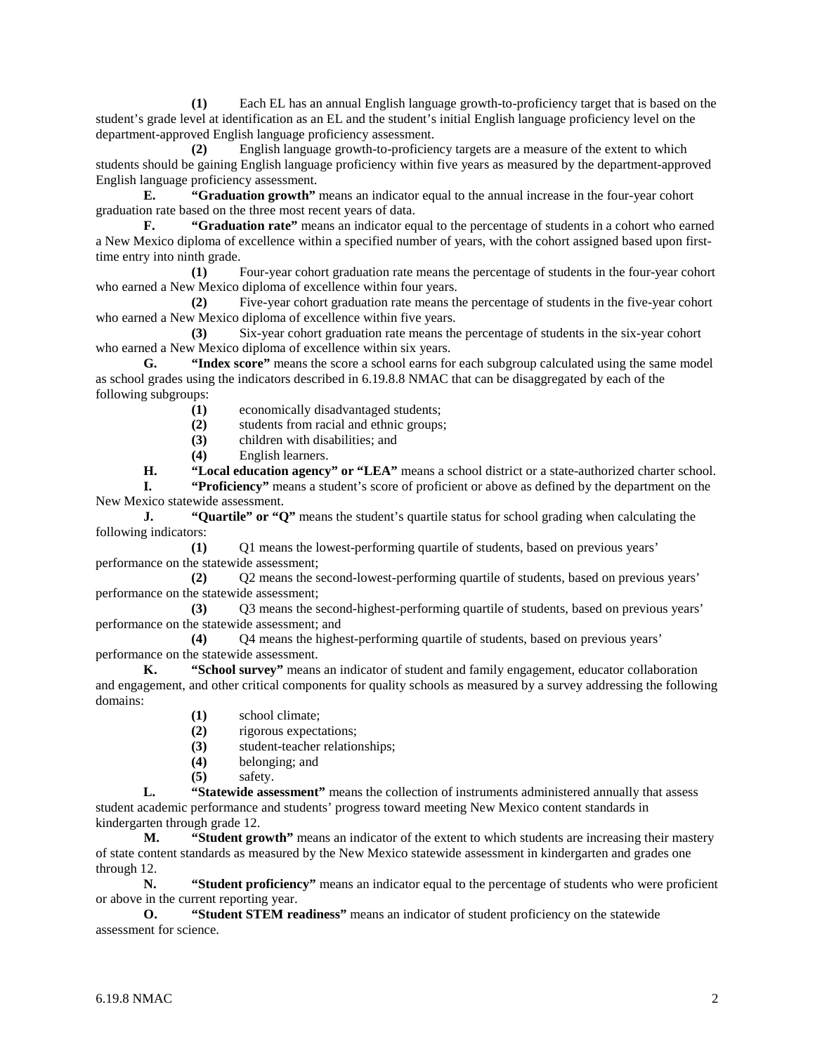**(1)** Each EL has an annual English language growth-to-proficiency target that is based on the student's grade level at identification as an EL and the student's initial English language proficiency level on the department-approved English language proficiency assessment.

**(2)** English language growth-to-proficiency targets are a measure of the extent to which students should be gaining English language proficiency within five years as measured by the department-approved English language proficiency assessment.

**E. "Graduation growth"** means an indicator equal to the annual increase in the four-year cohort graduation rate based on the three most recent years of data.

**F. "Graduation rate"** means an indicator equal to the percentage of students in a cohort who earned a New Mexico diploma of excellence within a specified number of years, with the cohort assigned based upon first-time entry into ninth grade.

**(1)** Four-year cohort graduation rate means the percentage of students in the four-year cohort who earned a New Mexico diploma of excellence within four years.

**(2)** Five-year cohort graduation rate means the percentage of students in the five-year cohort who earned a New Mexico diploma of excellence within five years.

**(3)** Six-year cohort graduation rate means the percentage of students in the six-year cohort who earned a New Mexico diploma of excellence within six years.

**G. "Index score"** means the score a school earns for each subgroup calculated using the same model as school grades using the indicators described in 6.19.8.8 NMAC that can be disaggregated by each of the following subgroups:

**(1)** economically disadvantaged students;

**(2)** students from racial and ethnic groups;

**(3)** children with disabilities; and

**(4)** English learners.

**H. "Local education agency" or "LEA"** means a school district or a state-authorized charter school.

**I. "Proficiency"** means a student's score of proficient or above as defined by the department on the New Mexico statewide assessment.

**J. "Quartile" or "Q"** means the student's quartile status for school grading when calculating the following indicators:

**(1)** Q1 means the lowest-performing quartile of students, based on previous years' performance on the statewide assessment;

**(2)** Q2 means the second-lowest-performing quartile of students, based on previous years' performance on the statewide assessment;

**(3)** Q3 means the second-highest-performing quartile of students, based on previous years' performance on the statewide assessment; and

**(4)** Q4 means the highest-performing quartile of students, based on previous years' performance on the statewide assessment.

**K. "School survey"** means an indicator of student and family engagement, educator collaboration and engagement, and other critical components for quality schools as measured by a survey addressing the following domains:

**(1)** school climate;

**(2)** rigorous expectations;

**(3)** student-teacher relationships;

**(4)** belonging; and

**(5)** safety.

**L. "Statewide assessment"** means the collection of instruments administered annually that assess student academic performance and students' progress toward meeting New Mexico content standards in kindergarten through grade 12.

**M. "Student growth"** means an indicator of the extent to which students are increasing their mastery of state content standards as measured by the New Mexico statewide assessment in kindergarten and grades one through 12.

**N. "Student proficiency"** means an indicator equal to the percentage of students who were proficient or above in the current reporting year.

**O. "Student STEM readiness"** means an indicator of student proficiency on the statewide assessment for science.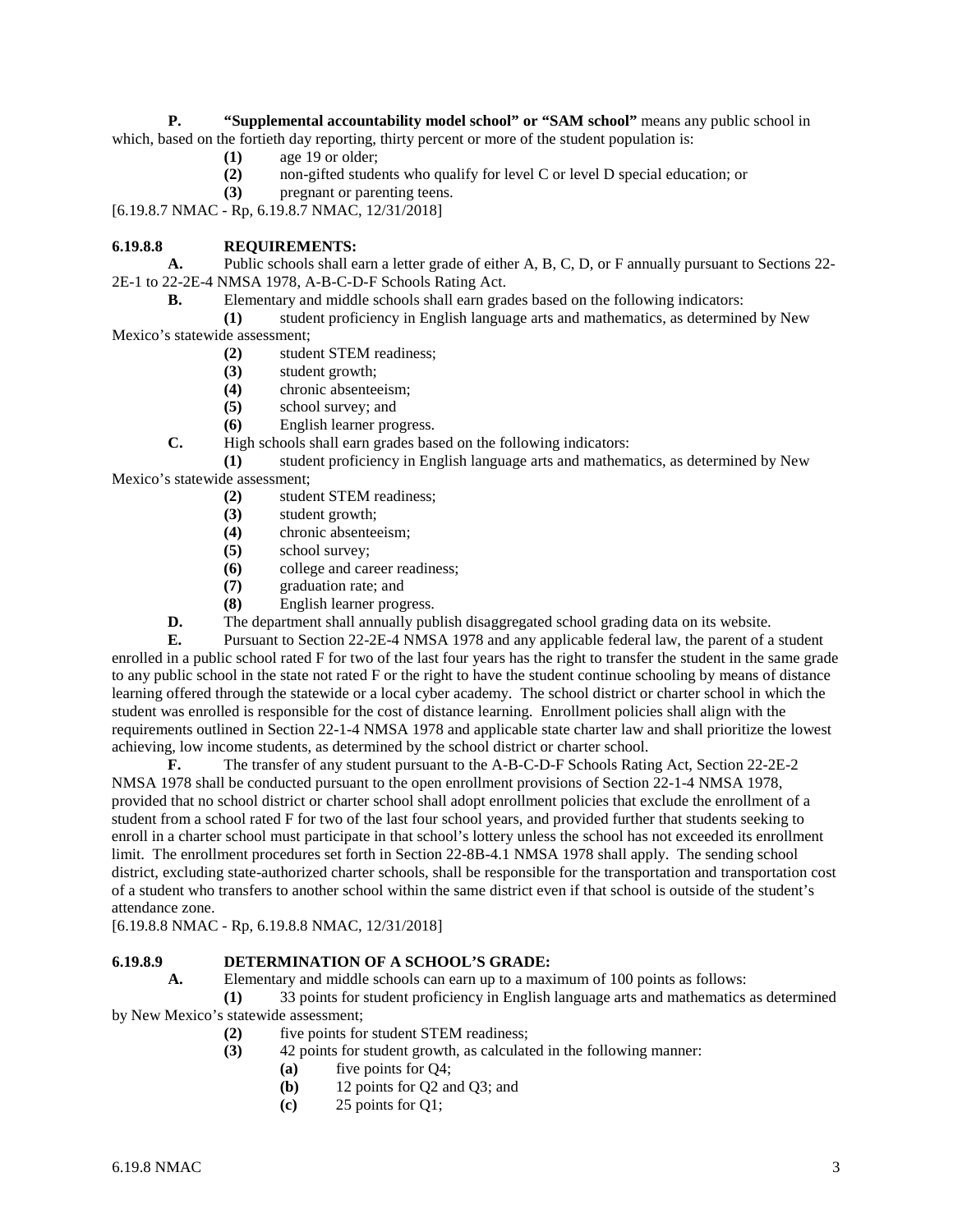**P. "Supplemental accountability model school" or "SAM school"** means any public school in which, based on the fortieth day reporting, thirty percent or more of the student population is:

**(1)** age 19 or older;

**(2)** non-gifted students who qualify for level C or level D special education; or

**(3)** pregnant or parenting teens.

[6.19.8.7 NMAC - Rp, 6.19.8.7 NMAC, 12/31/2018]

**6.19.8.8 REQUIREMENTS:**

**A.** Public schools shall earn a letter grade of either A, B, C, D, or F annually pursuant to Sections 22-2E-1 to 22-2E-4 NMSA 1978, A-B-C-D-F Schools Rating Act.

**B.** Elementary and middle schools shall earn grades based on the following indicators:

**(1)** student proficiency in English language arts and mathematics, as determined by New Mexico's statewide assessment;

**(2)** student STEM readiness;

**(3)** student growth;

**(4)** chronic absenteeism;

**(5)** school survey; and

**(6)** English learner progress.

**C.** High schools shall earn grades based on the following indicators:

**(1)** student proficiency in English language arts and mathematics, as determined by New Mexico's statewide assessment;

**(2)** student STEM readiness;

**(3)** student growth;

**(4)** chronic absenteeism;

**(5)** school survey;

**(6)** college and career readiness;

**(7)** graduation rate; and

**(8)** English learner progress.

**D.** The department shall annually publish disaggregated school grading data on its website.

**E.** Pursuant to Section 22-2E-4 NMSA 1978 and any applicable federal law, the parent of a student enrolled in a public school rated F for two of the last four years has the right to transfer the student in the same grade to any public school in the state not rated F or the right to have the student continue schooling by means of distance learning offered through the statewide or a local cyber academy. The school district or charter school in which the student was enrolled is responsible for the cost of distance learning. Enrollment policies shall align with the requirements outlined in Section 22-1-4 NMSA 1978 and applicable state charter law and shall prioritize the lowest achieving, low income students, as determined by the school district or charter school.

**F.** The transfer of any student pursuant to the A-B-C-D-F Schools Rating Act, Section 22-2E-2 NMSA 1978 shall be conducted pursuant to the open enrollment provisions of Section 22-1-4 NMSA 1978, provided that no school district or charter school shall adopt enrollment policies that exclude the enrollment of a student from a school rated F for two of the last four school years, and provided further that students seeking to enroll in a charter school must participate in that school's lottery unless the school has not exceeded its enrollment limit. The enrollment procedures set forth in Section 22-8B-4.1 NMSA 1978 shall apply. The sending school district, excluding state-authorized charter schools, shall be responsible for the transportation and transportation cost of a student who transfers to another school within the same district even if that school is outside of the student's attendance zone.

[6.19.8.8 NMAC - Rp, 6.19.8.8 NMAC, 12/31/2018]

**6.19.8.9 DETERMINATION OF A SCHOOL'S GRADE:**

**A.** Elementary and middle schools can earn up to a maximum of 100 points as follows:

**(1)** 33 points for student proficiency in English language arts and mathematics as determined by New Mexico's statewide assessment;

**(2)** five points for student STEM readiness;

**(3)** 42 points for student growth, as calculated in the following manner:

**(a)** five points for Q4;

**(b)** 12 points for Q2 and Q3; and

**(c)** 25 points for Q1;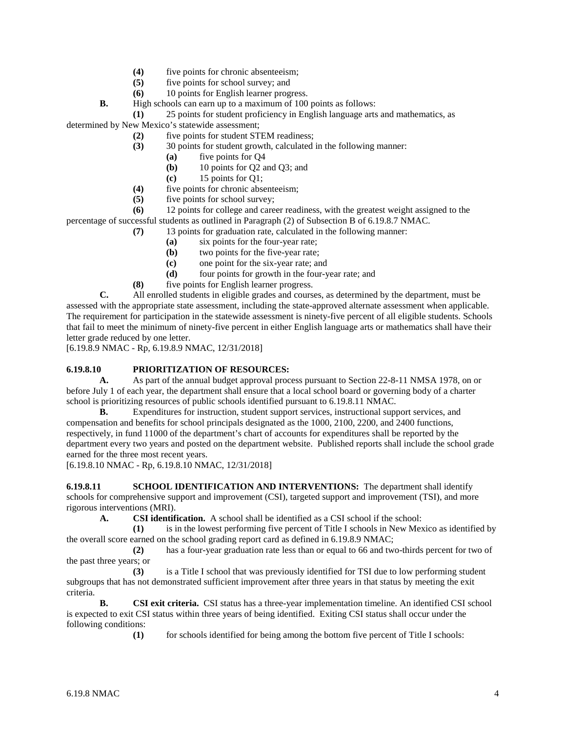**(4)** five points for chronic absenteeism;

**(5)** five points for school survey; and

**(6)** 10 points for English learner progress.

**B.** High schools can earn up to a maximum of 100 points as follows:

**(1)** 25 points for student proficiency in English language arts and mathematics, as determined by New Mexico's statewide assessment;

**(2)** five points for student STEM readiness;

**(3)** 30 points for student growth, calculated in the following manner:

**(a)** five points for Q4

**(b)** 10 points for Q2 and Q3; and

**(c)** 15 points for Q1;

**(4)** five points for chronic absenteeism;

**(5)** five points for school survey;

**(6)** 12 points for college and career readiness, with the greatest weight assigned to the percentage of successful students as outlined in Paragraph (2) of Subsection B of 6.19.8.7 NMAC.

**(7)** 13 points for graduation rate, calculated in the following manner:

**(a)** six points for the four-year rate;

**(b)** two points for the five-year rate;

**(c)** one point for the six-year rate; and

**(d)** four points for growth in the four-year rate; and

**(8)** five points for English learner progress.

**C.** All enrolled students in eligible grades and courses, as determined by the department, must be assessed with the appropriate state assessment, including the state-approved alternate assessment when applicable. The requirement for participation in the statewide assessment is ninety-five percent of all eligible students. Schools that fail to meet the minimum of ninety-five percent in either English language arts or mathematics shall have their letter grade reduced by one letter.

[6.19.8.9 NMAC - Rp, 6.19.8.9 NMAC, 12/31/2018]

**6.19.8.10 PRIORITIZATION OF RESOURCES:**

**A.** As part of the annual budget approval process pursuant to Section 22-8-11 NMSA 1978, on or before July 1 of each year, the department shall ensure that a local school board or governing body of a charter school is prioritizing resources of public schools identified pursuant to 6.19.8.11 NMAC.

**B.** Expenditures for instruction, student support services, instructional support services, and compensation and benefits for school principals designated as the 1000, 2100, 2200, and 2400 functions, respectively, in fund 11000 of the department's chart of accounts for expenditures shall be reported by the department every two years and posted on the department website. Published reports shall include the school grade earned for the three most recent years.

[6.19.8.10 NMAC - Rp, 6.19.8.10 NMAC, 12/31/2018]

**6.19.8.11 SCHOOL IDENTIFICATION AND INTERVENTIONS:** The department shall identify schools for comprehensive support and improvement (CSI), targeted support and improvement (TSI), and more rigorous interventions (MRI).

**A. CSI identification.** A school shall be identified as a CSI school if the school:

**(1)** is in the lowest performing five percent of Title I schools in New Mexico as identified by the overall score earned on the school grading report card as defined in 6.19.8.9 NMAC;

**(2)** has a four-year graduation rate less than or equal to 66 and two-thirds percent for two of the past three years; or

**(3)** is a Title I school that was previously identified for TSI due to low performing student subgroups that has not demonstrated sufficient improvement after three years in that status by meeting the exit criteria.

**B. CSI exit criteria.** CSI status has a three-year implementation timeline. An identified CSI school is expected to exit CSI status within three years of being identified. Exiting CSI status shall occur under the following conditions:

**(1)** for schools identified for being among the bottom five percent of Title I schools: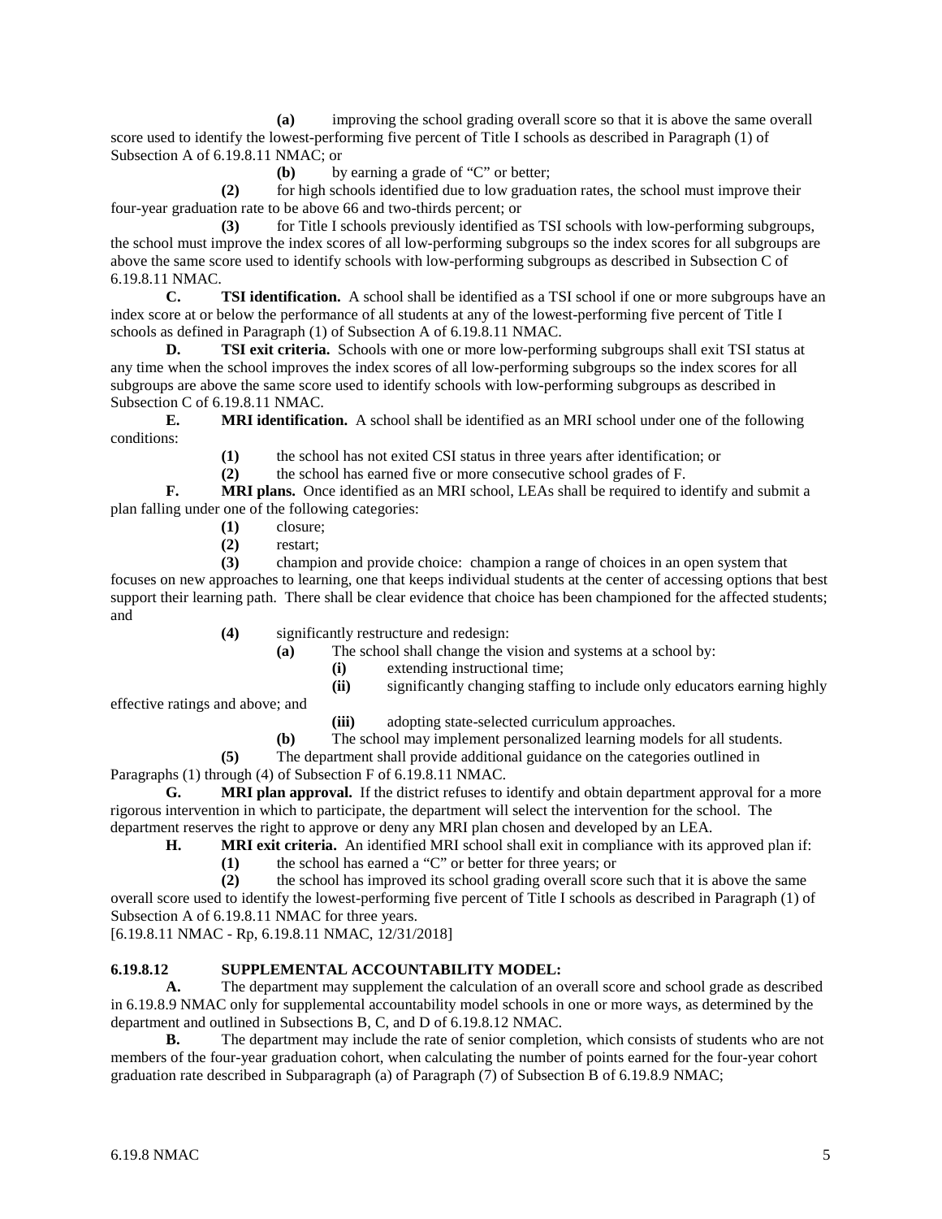**(a)** improving the school grading overall score so that it is above the same overall score used to identify the lowest-performing five percent of Title I schools as described in Paragraph (1) of Subsection A of 6.19.8.11 NMAC; or

**(b)** by earning a grade of "C" or better;

**(2)** for high schools identified due to low graduation rates, the school must improve their four-year graduation rate to be above 66 and two-thirds percent; or

**(3)** for Title I schools previously identified as TSI schools with low-performing subgroups, the school must improve the index scores of all low-performing subgroups so the index scores for all subgroups are above the same score used to identify schools with low-performing subgroups as described in Subsection C of 6.19.8.11 NMAC.

**C. TSI identification.** A school shall be identified as a TSI school if one or more subgroups have an index score at or below the performance of all students at any of the lowest-performing five percent of Title I schools as defined in Paragraph (1) of Subsection A of 6.19.8.11 NMAC.

**D. TSI exit criteria.** Schools with one or more low-performing subgroups shall exit TSI status at any time when the school improves the index scores of all low-performing subgroups so the index scores for all subgroups are above the same score used to identify schools with low-performing subgroups as described in Subsection C of 6.19.8.11 NMAC.

**E. MRI identification.** A school shall be identified as an MRI school under one of the following conditions:

**(1)** the school has not exited CSI status in three years after identification; or

**(2)** the school has earned five or more consecutive school grades of F.

**F. MRI plans.** Once identified as an MRI school, LEAs shall be required to identify and submit a plan falling under one of the following categories:

**(1)** closure;

**(2)** restart;

**(3)** champion and provide choice: champion a range of choices in an open system that focuses on new approaches to learning, one that keeps individual students at the center of accessing options that best support their learning path. There shall be clear evidence that choice has been championed for the affected students; and

**(4)** significantly restructure and redesign:

**(a)** The school shall change the vision and systems at a school by:

**(i)** extending instructional time;

**(ii)** significantly changing staffing to include only educators earning highly effective ratings and above; and

**(iii)** adopting state-selected curriculum approaches.

**(b)** The school may implement personalized learning models for all students.

**(5)** The department shall provide additional guidance on the categories outlined in Paragraphs (1) through (4) of Subsection F of 6.19.8.11 NMAC.

**G. MRI plan approval.** If the district refuses to identify and obtain department approval for a more rigorous intervention in which to participate, the department will select the intervention for the school. The department reserves the right to approve or deny any MRI plan chosen and developed by an LEA.

**H. MRI exit criteria.** An identified MRI school shall exit in compliance with its approved plan if:

**(1)** the school has earned a "C" or better for three years; or

**(2)** the school has improved its school grading overall score such that it is above the same overall score used to identify the lowest-performing five percent of Title I schools as described in Paragraph (1) of Subsection A of 6.19.8.11 NMAC for three years.

[6.19.8.11 NMAC - Rp, 6.19.8.11 NMAC, 12/31/2018]

**6.19.8.12 SUPPLEMENTAL ACCOUNTABILITY MODEL:**

**A.** The department may supplement the calculation of an overall score and school grade as described in 6.19.8.9 NMAC only for supplemental accountability model schools in one or more ways, as determined by the department and outlined in Subsections B, C, and D of 6.19.8.12 NMAC.

**B.** The department may include the rate of senior completion, which consists of students who are not members of the four-year graduation cohort, when calculating the number of points earned for the four-year cohort graduation rate described in Subparagraph (a) of Paragraph (7) of Subsection B of 6.19.8.9 NMAC;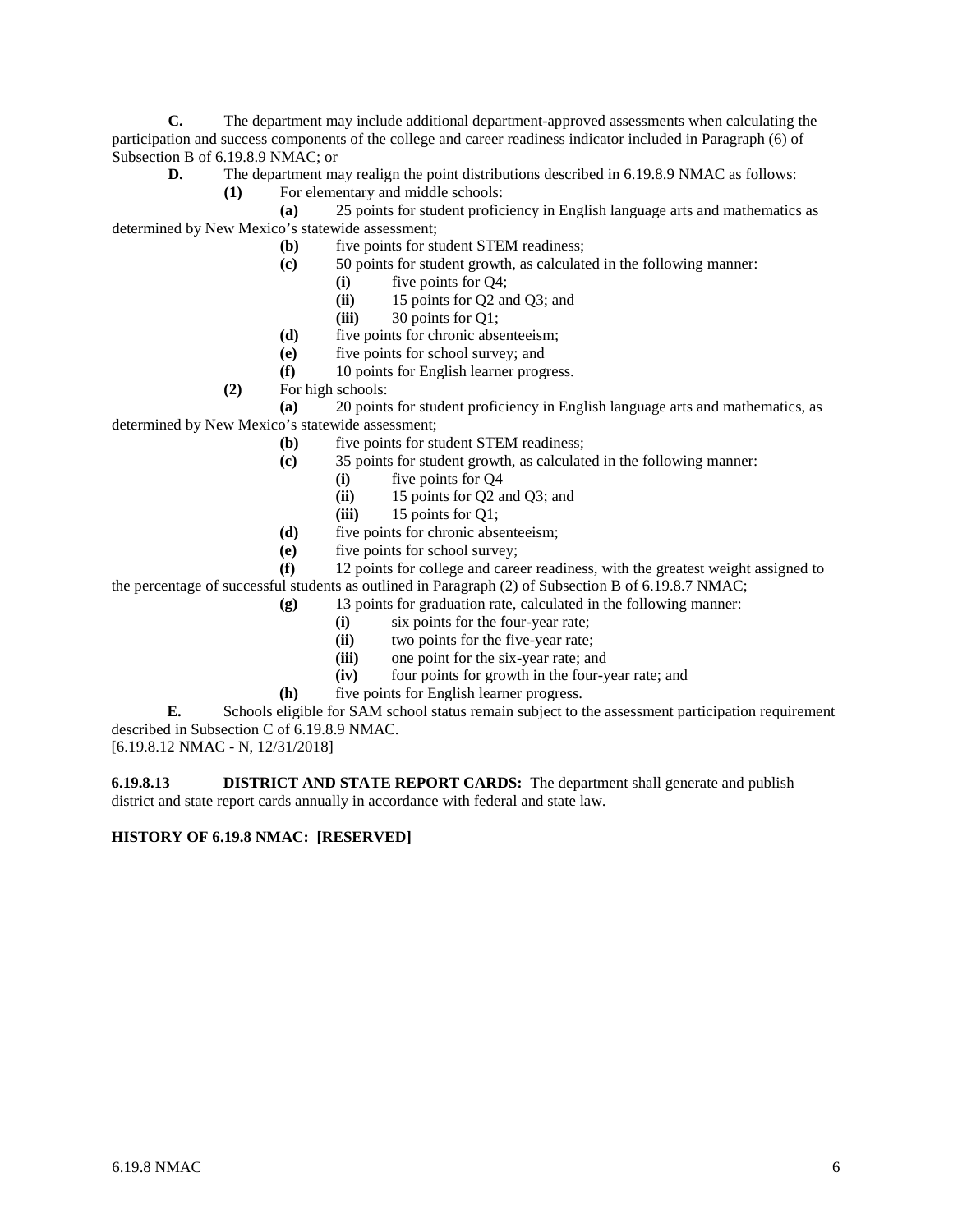**C.** The department may include additional department-approved assessments when calculating the participation and success components of the college and career readiness indicator included in Paragraph (6) of Subsection B of 6.19.8.9 NMAC; or

**D.** The department may realign the point distributions described in 6.19.8.9 NMAC as follows:

**(1)** For elementary and middle schools:

**(a)** 25 points for student proficiency in English language arts and mathematics as determined by New Mexico's statewide assessment;

**(b)** five points for student STEM readiness;

**(c)** 50 points for student growth, as calculated in the following manner:

**(i)** five points for Q4;

**(ii)** 15 points for Q2 and Q3; and

**(iii)** 30 points for Q1;

**(d)** five points for chronic absenteeism;

**(e)** five points for school survey; and

**(f)** 10 points for English learner progress.

**(2)** For high schools:

**(a)** 20 points for student proficiency in English language arts and mathematics, as determined by New Mexico's statewide assessment;

**(b)** five points for student STEM readiness;

**(c)** 35 points for student growth, as calculated in the following manner:

**(i)** five points for Q4

**(ii)** 15 points for Q2 and Q3; and

**(iii)** 15 points for Q1;

**(d)** five points for chronic absenteeism;

**(e)** five points for school survey;

**(f)** 12 points for college and career readiness, with the greatest weight assigned to the percentage of successful students as outlined in Paragraph (2) of Subsection B of 6.19.8.7 NMAC;

**(g)** 13 points for graduation rate, calculated in the following manner:

**(i)** six points for the four-year rate;

**(ii)** two points for the five-year rate;

**(iii)** one point for the six-year rate; and

**(iv)** four points for growth in the four-year rate; and

**(h)** five points for English learner progress.

**E.** Schools eligible for SAM school status remain subject to the assessment participation requirement described in Subsection C of 6.19.8.9 NMAC.

[6.19.8.12 NMAC - N, 12/31/2018]

**6.19.8.13 DISTRICT AND STATE REPORT CARDS:** The department shall generate and publish district and state report cards annually in accordance with federal and state law.

**HISTORY OF 6.19.8 NMAC: [RESERVED]**